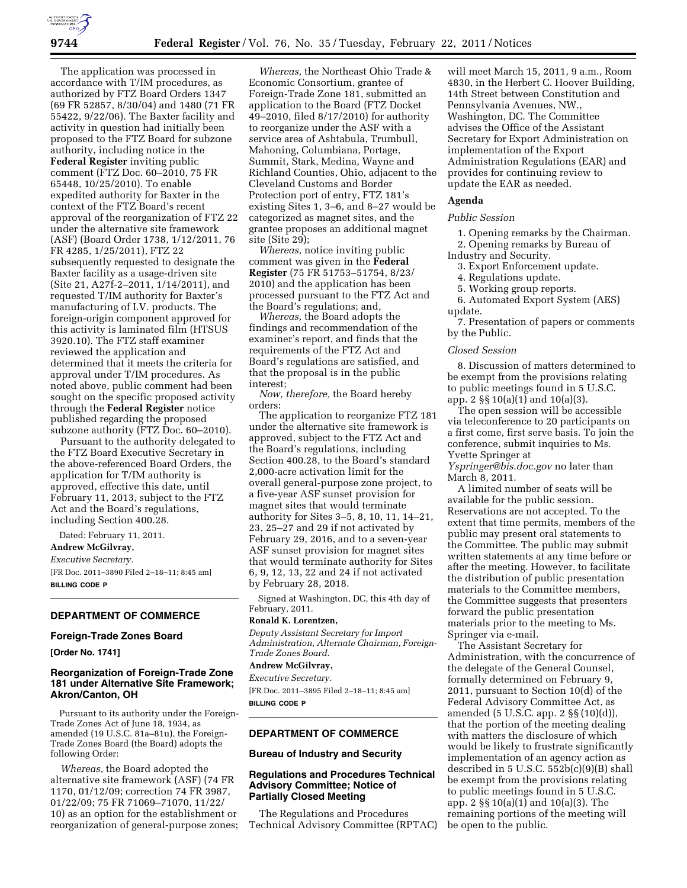The application was processed in accordance with T/IM procedures, as authorized by FTZ Board Orders 1347 (69 FR 52857, 8/30/04) and 1480 (71 FR 55422, 9/22/06). The Baxter facility and activity in question had initially been proposed to the FTZ Board for subzone authority, including notice in the **Federal Register** inviting public comment (FTZ Doc. 60–2010, 75 FR 65448, 10/25/2010). To enable expedited authority for Baxter in the context of the FTZ Board's recent approval of the reorganization of FTZ 22 under the alternative site framework (ASF) (Board Order 1738, 1/12/2011, 76 FR 4285, 1/25/2011), FTZ 22 subsequently requested to designate the Baxter facility as a usage-driven site (Site 21, A27f-2–2011, 1/14/2011), and requested T/IM authority for Baxter's manufacturing of I.V. products. The foreign-origin component approved for this activity is laminated film (HTSUS 3920.10). The FTZ staff examiner reviewed the application and determined that it meets the criteria for approval under T/IM procedures. As noted above, public comment had been sought on the specific proposed activity through the **Federal Register** notice published regarding the proposed subzone authority (FTZ Doc. 60–2010).

Pursuant to the authority delegated to the FTZ Board Executive Secretary in the above-referenced Board Orders, the application for T/IM authority is approved, effective this date, until February 11, 2013, subject to the FTZ Act and the Board's regulations, including Section 400.28.

Dated: February 11, 2011.

**Andrew McGilvray,**

*Executive Secretary.*

[FR Doc. 2011–3890 Filed 2–18–11; 8:45 am]

**BILLING CODE P**

## DEPARTMENT OF COMMERCE

### Foreign-Trade Zones Board

**[Order No. 1741]**

### Reorganization of Foreign-Trade Zone 181 under Alternative Site Framework; Akron/Canton, OH

Pursuant to its authority under the Foreign-Trade Zones Act of June 18, 1934, as amended (19 U.S.C. 81a–81u), the Foreign-Trade Zones Board (the Board) adopts the following Order:

*Whereas,* the Board adopted the alternative site framework (ASF) (74 FR 1170, 01/12/09; correction 74 FR 3987, 01/22/09; 75 FR 71069–71070, 11/22/10) as an option for the establishment or reorganization of general-purpose zones;

*Whereas,* the Northeast Ohio Trade & Economic Consortium, grantee of Foreign-Trade Zone 181, submitted an application to the Board (FTZ Docket 49–2010, filed 8/17/2010) for authority to reorganize under the ASF with a service area of Ashtabula, Trumbull, Mahoning, Columbiana, Portage, Summit, Stark, Medina, Wayne and Richland Counties, Ohio, adjacent to the Cleveland Customs and Border Protection port of entry, FTZ 181's existing Sites 1, 3–6, and 8–27 would be categorized as magnet sites, and the grantee proposes an additional magnet site (Site 29);

*Whereas,* notice inviting public comment was given in the **Federal Register** (75 FR 51753–51754, 8/23/2010) and the application has been processed pursuant to the FTZ Act and the Board's regulations; and,

*Whereas,* the Board adopts the findings and recommendation of the examiner's report, and finds that the requirements of the FTZ Act and Board's regulations are satisfied, and that the proposal is in the public interest;

*Now, therefore,* the Board hereby orders:

The application to reorganize FTZ 181 under the alternative site framework is approved, subject to the FTZ Act and the Board's regulations, including Section 400.28, to the Board's standard 2,000-acre activation limit for the overall general-purpose zone project, to a five-year ASF sunset provision for magnet sites that would terminate authority for Sites 3–5, 8, 10, 11, 14–21, 23, 25–27 and 29 if not activated by February 29, 2016, and to a seven-year ASF sunset provision for magnet sites that would terminate authority for Sites 6, 9, 12, 13, 22 and 24 if not activated by February 28, 2018.

Signed at Washington, DC, this 4th day of February, 2011.

**Ronald K. Lorentzen,**

*Deputy Assistant Secretary for Import Administration, Alternate Chairman, Foreign-Trade Zones Board.*

**Andrew McGilvray,**

*Executive Secretary.*

[FR Doc. 2011–3895 Filed 2–18–11; 8:45 am]

**BILLING CODE P**

## DEPARTMENT OF COMMERCE

### Bureau of Industry and Security

### Regulations and Procedures Technical Advisory Committee; Notice of Partially Closed Meeting

The Regulations and Procedures Technical Advisory Committee (RPTAC) will meet March 15, 2011, 9 a.m., Room 4830, in the Herbert C. Hoover Building, 14th Street between Constitution and Pennsylvania Avenues, NW., Washington, DC. The Committee advises the Office of the Assistant Secretary for Export Administration on implementation of the Export Administration Regulations (EAR) and provides for continuing review to update the EAR as needed.

#### Agenda

*Public Session*

1. Opening remarks by the Chairman.
2. Opening remarks by Bureau of Industry and Security.
3. Export Enforcement update.
4. Regulations update.
5. Working group reports.
6. Automated Export System (AES) update.
7. Presentation of papers or comments by the Public.

*Closed Session*

8. Discussion of matters determined to be exempt from the provisions relating to public meetings found in 5 U.S.C. app. 2 §§ 10(a)(1) and 10(a)(3).

The open session will be accessible via teleconference to 20 participants on a first come, first serve basis. To join the conference, submit inquiries to Ms. Yvette Springer at *Yspringer@bis.doc.gov* no later than March 8, 2011.

A limited number of seats will be available for the public session. Reservations are not accepted. To the extent that time permits, members of the public may present oral statements to the Committee. The public may submit written statements at any time before or after the meeting. However, to facilitate the distribution of public presentation materials to the Committee members, the Committee suggests that presenters forward the public presentation materials prior to the meeting to Ms. Springer via e-mail.

The Assistant Secretary for Administration, with the concurrence of the delegate of the General Counsel, formally determined on February 9, 2011, pursuant to Section 10(d) of the Federal Advisory Committee Act, as amended (5 U.S.C. app. 2 §§ (10)(d)), that the portion of the meeting dealing with matters the disclosure of which would be likely to frustrate significantly implementation of an agency action as described in 5 U.S.C. 552b(c)(9)(B) shall be exempt from the provisions relating to public meetings found in 5 U.S.C. app. 2 §§ 10(a)(1) and 10(a)(3). The remaining portions of the meeting will be open to the public.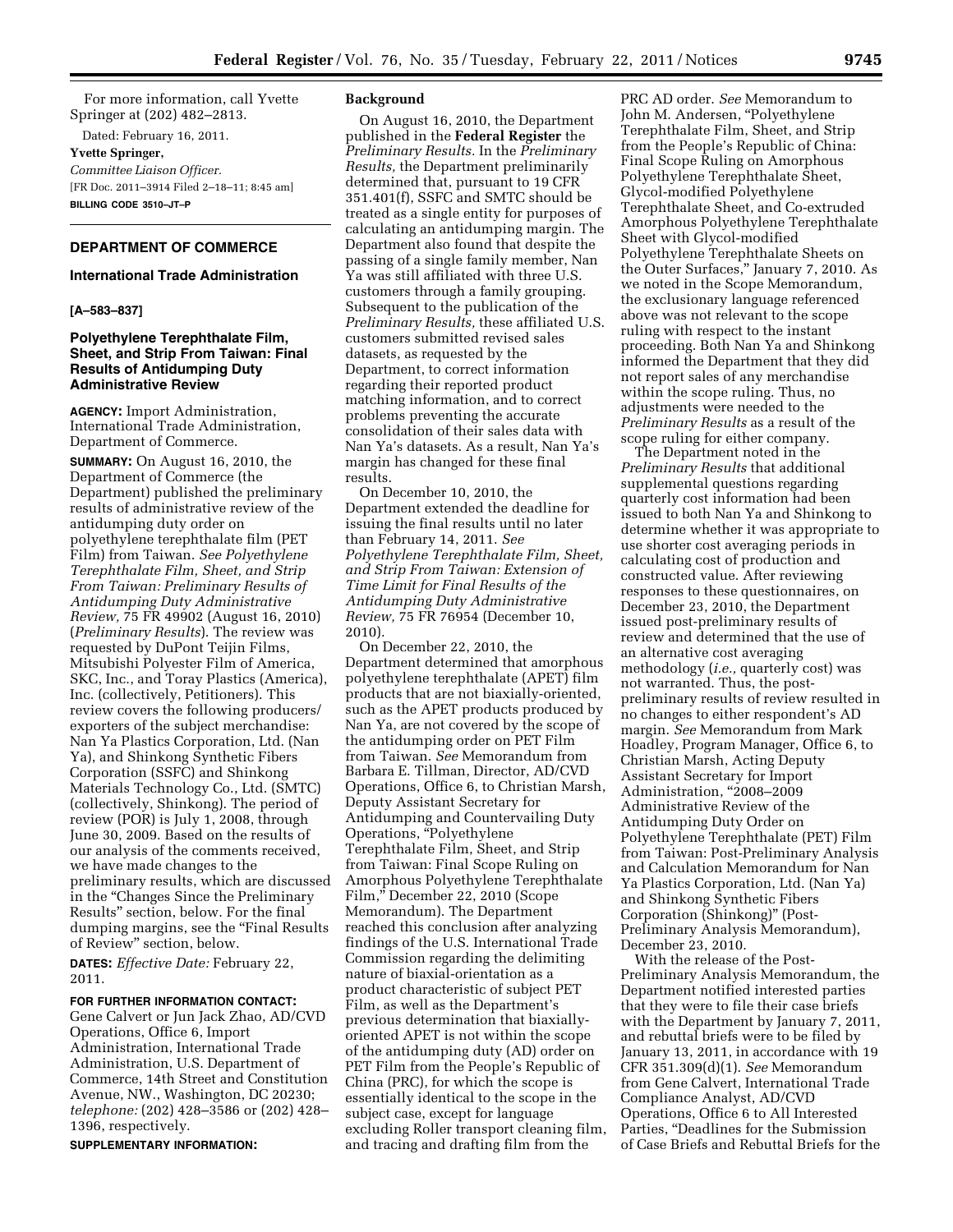For more information, call Yvette Springer at (202) 482–2813.

Dated: February 16, 2011.

**Yvette Springer,**

*Committee Liaison Officer.*

[FR Doc. 2011–3914 Filed 2–18–11; 8:45 am]

**BILLING CODE 3510–JT–P**

## DEPARTMENT OF COMMERCE

### International Trade Administration

**[A–583–837]**

### Polyethylene Terephthalate Film, Sheet, and Strip From Taiwan: Final Results of Antidumping Duty Administrative Review

**AGENCY:** Import Administration, International Trade Administration, Department of Commerce.

**SUMMARY:** On August 16, 2010, the Department of Commerce (the Department) published the preliminary results of administrative review of the antidumping duty order on polyethylene terephthalate film (PET Film) from Taiwan. *See Polyethylene Terephthalate Film, Sheet, and Strip From Taiwan: Preliminary Results of Antidumping Duty Administrative Review,* 75 FR 49902 (August 16, 2010) (*Preliminary Results*). The review was requested by DuPont Teijin Films, Mitsubishi Polyester Film of America, SKC, Inc., and Toray Plastics (America), Inc. (collectively, Petitioners). This review covers the following producers/exporters of the subject merchandise: Nan Ya Plastics Corporation, Ltd. (Nan Ya), and Shinkong Synthetic Fibers Corporation (SSFC) and Shinkong Materials Technology Co., Ltd. (SMTC) (collectively, Shinkong). The period of review (POR) is July 1, 2008, through June 30, 2009. Based on the results of our analysis of the comments received, we have made changes to the preliminary results, which are discussed in the "Changes Since the Preliminary Results" section, below. For the final dumping margins, see the "Final Results of Review" section, below.

**DATES:** *Effective Date:* February 22, 2011.

**FOR FURTHER INFORMATION CONTACT:** Gene Calvert or Jun Jack Zhao, AD/CVD Operations, Office 6, Import Administration, International Trade Administration, U.S. Department of Commerce, 14th Street and Constitution Avenue, NW., Washington, DC 20230; *telephone:* (202) 428–3586 or (202) 428–1396, respectively.

**SUPPLEMENTARY INFORMATION:**

**Background**

On August 16, 2010, the Department published in the **Federal Register** the *Preliminary Results.* In the *Preliminary Results,* the Department preliminarily determined that, pursuant to 19 CFR 351.401(f), SSFC and SMTC should be treated as a single entity for purposes of calculating an antidumping margin. The Department also found that despite the passing of a single family member, Nan Ya was still affiliated with three U.S. customers through a family grouping. Subsequent to the publication of the *Preliminary Results,* these affiliated U.S. customers submitted revised sales datasets, as requested by the Department, to correct information regarding their reported product matching information, and to correct problems preventing the accurate consolidation of their sales data with Nan Ya's datasets. As a result, Nan Ya's margin has changed for these final results.

On December 10, 2010, the Department extended the deadline for issuing the final results until no later than February 14, 2011. *See Polyethylene Terephthalate Film, Sheet, and Strip From Taiwan: Extension of Time Limit for Final Results of the Antidumping Duty Administrative Review,* 75 FR 76954 (December 10, 2010).

On December 22, 2010, the Department determined that amorphous polyethylene terephthalate (APET) film products that are not biaxially-oriented, such as the APET products produced by Nan Ya, are not covered by the scope of the antidumping order on PET Film from Taiwan. *See* Memorandum from Barbara E. Tillman, Director, AD/CVD Operations, Office 6, to Christian Marsh, Deputy Assistant Secretary for Antidumping and Countervailing Duty Operations, "Polyethylene Terephthalate Film, Sheet, and Strip from Taiwan: Final Scope Ruling on Amorphous Polyethylene Terephthalate Film," December 22, 2010 (Scope Memorandum). The Department reached this conclusion after analyzing findings of the U.S. International Trade Commission regarding the delimiting nature of biaxial-orientation as a product characteristic of subject PET Film, as well as the Department's previous determination that biaxially-oriented APET is not within the scope of the antidumping duty (AD) order on PET Film from the People's Republic of China (PRC), for which the scope is essentially identical to the scope in the subject case, except for language excluding Roller transport cleaning film, and tracing and drafting film from the PRC AD order. *See* Memorandum to John M. Andersen, "Polyethylene Terephthalate Film, Sheet, and Strip from the People's Republic of China: Final Scope Ruling on Amorphous Polyethylene Terephthalate Sheet, Glycol-modified Polyethylene Terephthalate Sheet, and Co-extruded Amorphous Polyethylene Terephthalate Sheet with Glycol-modified Polyethylene Terephthalate Sheets on the Outer Surfaces," January 7, 2010. As we noted in the Scope Memorandum, the exclusionary language referenced above was not relevant to the scope ruling with respect to the instant proceeding. Both Nan Ya and Shinkong informed the Department that they did not report sales of any merchandise within the scope ruling. Thus, no adjustments were needed to the *Preliminary Results* as a result of the scope ruling for either company.

The Department noted in the *Preliminary Results* that additional supplemental questions regarding quarterly cost information had been issued to both Nan Ya and Shinkong to determine whether it was appropriate to use shorter cost averaging periods in calculating cost of production and constructed value. After reviewing responses to these questionnaires, on December 23, 2010, the Department issued post-preliminary results of review and determined that the use of an alternative cost averaging methodology (*i.e.,* quarterly cost) was not warranted. Thus, the post-preliminary results of review resulted in no changes to either respondent's AD margin. *See* Memorandum from Mark Hoadley, Program Manager, Office 6, to Christian Marsh, Acting Deputy Assistant Secretary for Import Administration, "2008–2009 Administrative Review of the Antidumping Duty Order on Polyethylene Terephthalate (PET) Film from Taiwan: Post-Preliminary Analysis and Calculation Memorandum for Nan Ya Plastics Corporation, Ltd. (Nan Ya) and Shinkong Synthetic Fibers Corporation (Shinkong)" (Post-Preliminary Analysis Memorandum), December 23, 2010.

With the release of the Post-Preliminary Analysis Memorandum, the Department notified interested parties that they were to file their case briefs with the Department by January 7, 2011, and rebuttal briefs were to be filed by January 13, 2011, in accordance with 19 CFR 351.309(d)(1). *See* Memorandum from Gene Calvert, International Trade Compliance Analyst, AD/CVD Operations, Office 6 to All Interested Parties, "Deadlines for the Submission of Case Briefs and Rebuttal Briefs for the